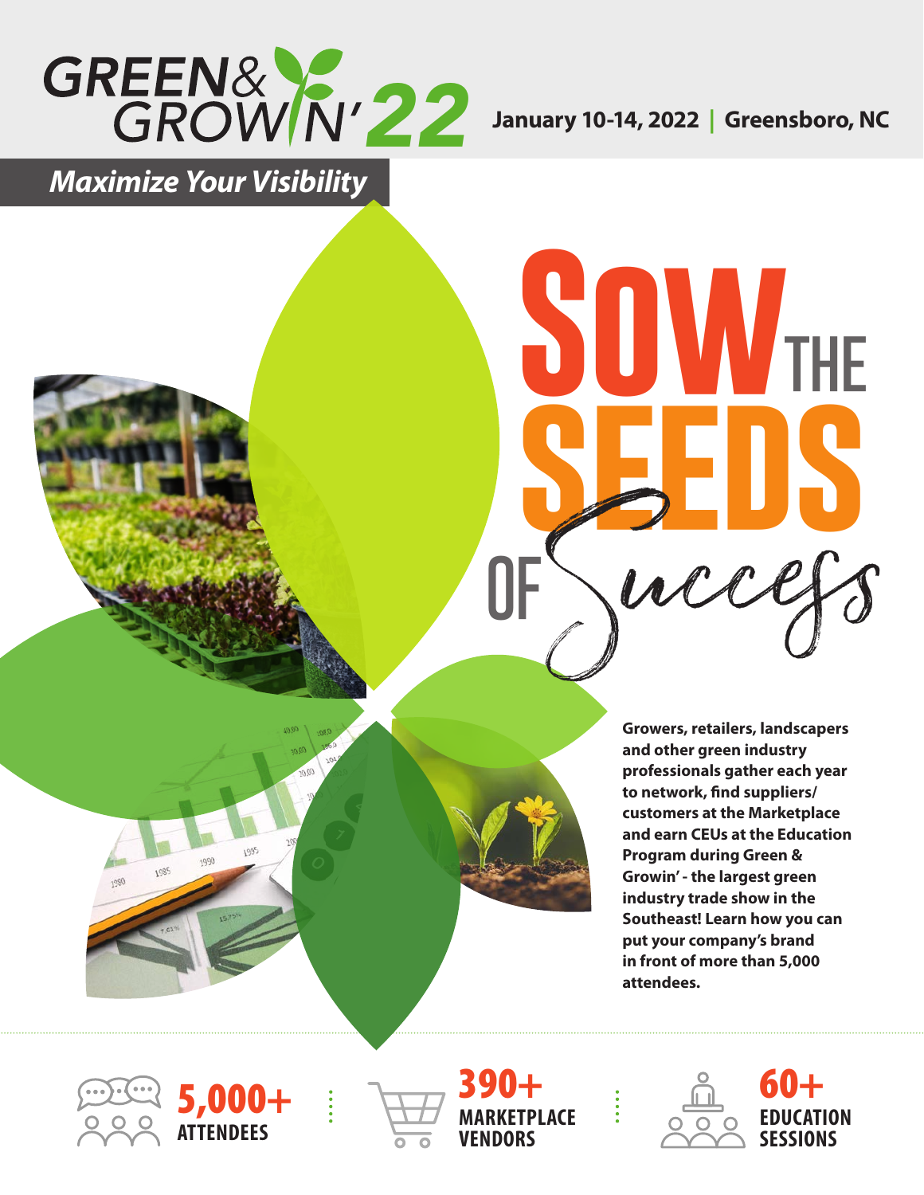# GREEN & GROWIN' 22

**January 10-14, 2022 | Greensboro, NC**

## *Maximize Your Visibility*

# SOW THE SEEDS OF Success

**Growers, retailers, landscapers and other green industry professionals gather each year to network, find suppliers/customers at the Marketplace and earn CEUs at the Education Program during Green & Growin' - the largest green industry trade show in the Southeast! Learn how you can put your company's brand in front of more than 5,000 attendees.**

**5,000+** ATTENDEES

**390+** MARKETPLACE VENDORS

**60+** EDUCATION SESSIONS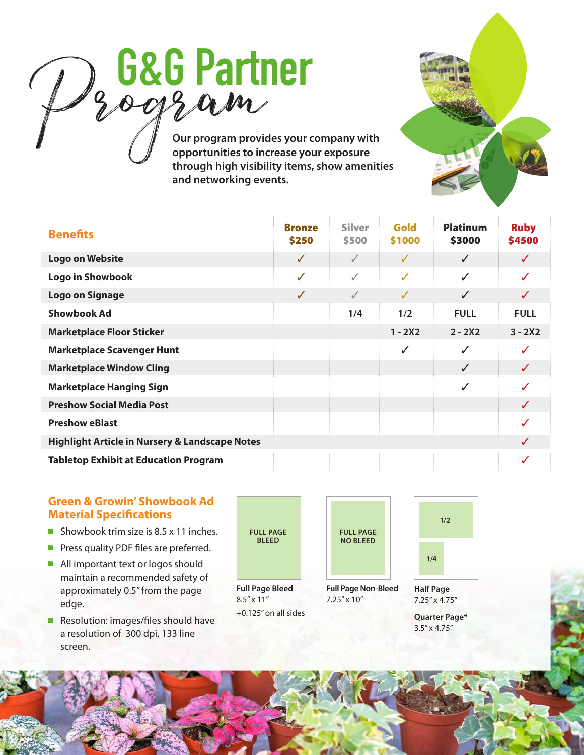# G&G Partner Program

Our program provides your company with opportunities to increase your exposure through high visibility items, show amenities and networking events.

| Benefits | Bronze $250 | Silver $500 | Gold $1000 | Platinum $3000 | Ruby $4500 |
|---|---|---|---|---|---|
| Logo on Website | ✓ | ✓ | ✓ | ✓ | ✓ |
| Logo in Showbook | ✓ | ✓ | ✓ | ✓ | ✓ |
| Logo on Signage | ✓ | ✓ | ✓ | ✓ | ✓ |
| Showbook Ad | | 1/4 | 1/2 | FULL | FULL |
| Marketplace Floor Sticker | | | 1 - 2X2 | 2 - 2X2 | 3 - 2X2 |
| Marketplace Scavenger Hunt | | | ✓ | ✓ | ✓ |
| Marketplace Window Cling | | | | ✓ | ✓ |
| Marketplace Hanging Sign | | | | ✓ | ✓ |
| Preshow Social Media Post | | | | | ✓ |
| Preshow eBlast | | | | | ✓ |
| Highlight Article in Nursery & Landscape Notes | | | | | ✓ |
| Tabletop Exhibit at Education Program | | | | | ✓ |

## Green & Growin' Showbook Ad Material Specifications

- Showbook trim size is 8.5 x 11 inches.
- Press quality PDF files are preferred.
- All important text or logos should maintain a recommended safety of approximately 0.5" from the page edge.
- Resolution: images/files should have a resolution of 300 dpi, 133 line screen.

FULL PAGE BLEED

**Full Page Bleed**
8.5" x 11"
+0.125" on all sides

FULL PAGE NO BLEED

**Full Page Non-Bleed**
7.25" x 10"

1/2

1/4

**Half Page**
7.25" x 4.75"

**Quarter Page***
3.5" x 4.75"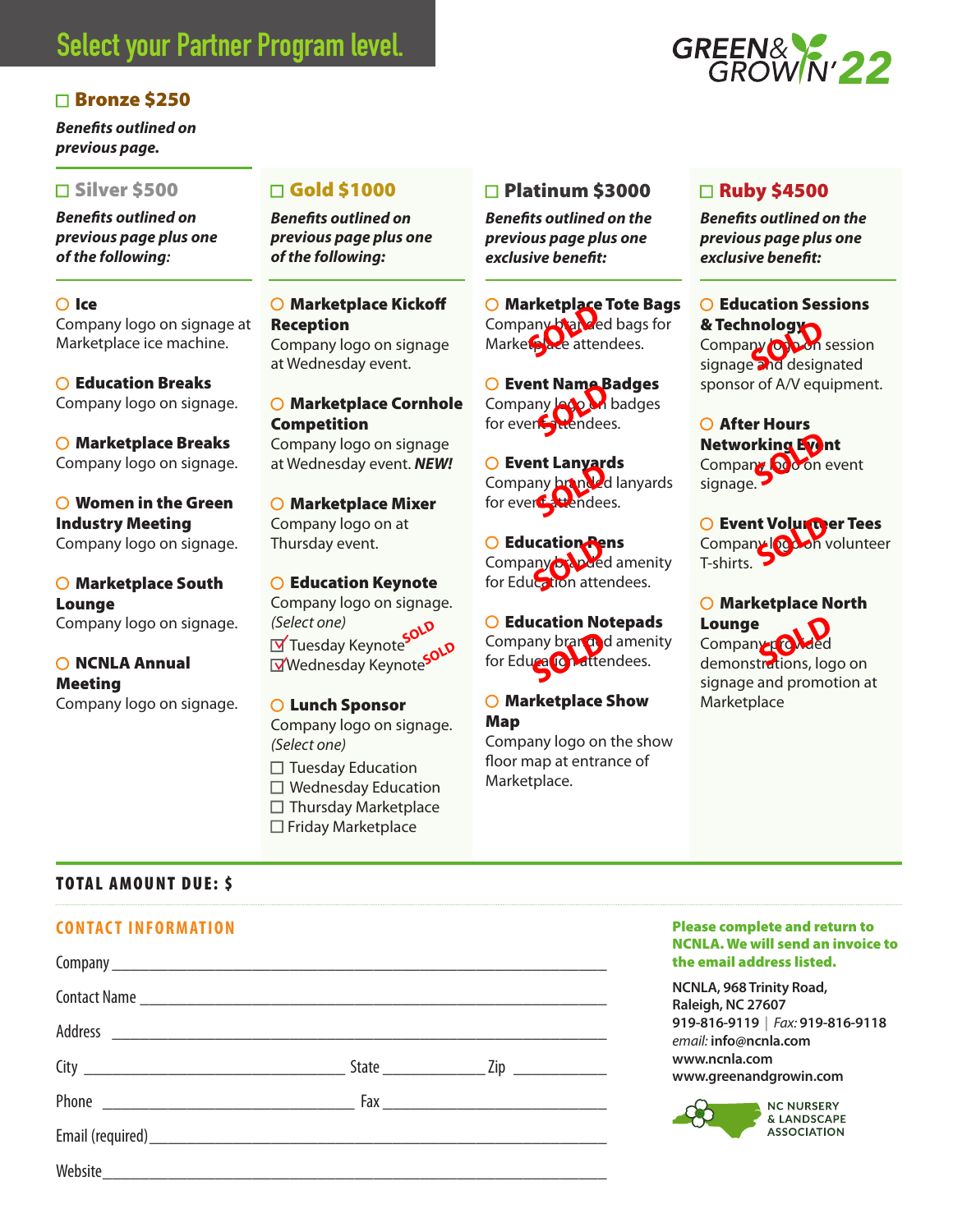# Select your Partner Program level.

GREEN&GROWIN'22

☐ **Bronze $250**

***Benefits outlined on previous page.***

## ☐ Silver $500

***Benefits outlined on previous page plus one of the following:***

○ **Ice**
Company logo on signage at Marketplace ice machine.

○ **Education Breaks**
Company logo on signage.

○ **Marketplace Breaks**
Company logo on signage.

○ **Women in the Green Industry Meeting**
Company logo on signage.

○ **Marketplace South Lounge**
Company logo on signage.

○ **NCNLA Annual Meeting**
Company logo on signage.

## ☐ Gold $1000

***Benefits outlined on previous page plus one of the following:***

○ **Marketplace Kickoff Reception**
Company logo on signage at Wednesday event.

○ **Marketplace Cornhole Competition**
Company logo on signage at Wednesday event. ***NEW!***

○ **Marketplace Mixer**
Company logo on at Thursday event.

○ **Education Keynote**
Company logo on signage.
*(Select one)*
☑ Tuesday Keynote SOLD
☑ Wednesday Keynote SOLD

○ **Lunch Sponsor**
Company logo on signage.
*(Select one)*
☐ Tuesday Education
☐ Wednesday Education
☐ Thursday Marketplace
☐ Friday Marketplace

## ☐ Platinum $3000

***Benefits outlined on the previous page plus one exclusive benefit:***

○ **Marketplace Tote Bags** SOLD
Company branded bags for Marketplace attendees.

○ **Event Name Badges** SOLD
Company logo on badges for event attendees.

○ **Event Lanyards** SOLD
Company branded lanyards for event attendees.

○ **Education Pens** SOLD
Company branded amenity for Education attendees.

○ **Education Notepads** SOLD
Company branded amenity for Education attendees.

○ **Marketplace Show Map**
Company logo on the show floor map at entrance of Marketplace.

## ☐ Ruby $4500

***Benefits outlined on the previous page plus one exclusive benefit:***

○ **Education Sessions & Technology** SOLD
Company logo on session signage and designated sponsor of A/V equipment.

○ **After Hours Networking Event** SOLD
Company logo on event signage.

○ **Event Volunteer Tees** SOLD
Company logo on volunteer T-shirts.

○ **Marketplace North Lounge** SOLD
Company provided demonstrations, logo on signage and promotion at Marketplace

**TOTAL AMOUNT DUE: $**

## CONTACT INFORMATION

Company ____________________

Contact Name ____________________

Address ____________________

City ____________ State ________ Zip ________

Phone ____________ Fax ____________

Email (required) ____________________

Website ____________________

**Please complete and return to NCNLA. We will send an invoice to the email address listed.**

**NCNLA, 968 Trinity Road, Raleigh, NC 27607**
**919-816-9119** | *Fax:* **919-816-9118**
*email:* **info@ncnla.com**
**www.ncnla.com**
**www.greenandgrowin.com**

NC NURSERY & LANDSCAPE ASSOCIATION